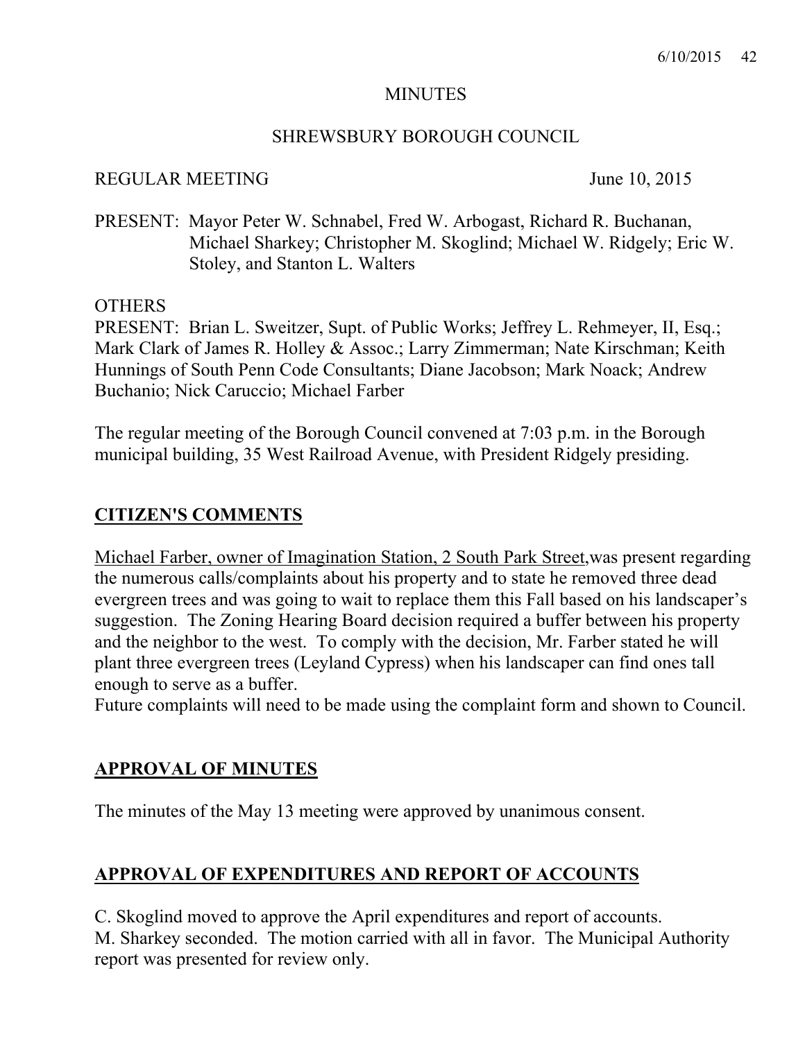MINUTES

SHREWSBURY BOROUGH COUNCIL

REGULAR MEETING June 10, 2015

PRESENT: Mayor Peter W. Schnabel, Fred W. Arbogast, Richard R. Buchanan, Michael Sharkey; Christopher M. Skoglind; Michael W. Ridgely; Eric W. Stoley, and Stanton L. Walters

OTHERS
PRESENT: Brian L. Sweitzer, Supt. of Public Works; Jeffrey L. Rehmeyer, II, Esq.; Mark Clark of James R. Holley & Assoc.; Larry Zimmerman; Nate Kirschman; Keith Hunnings of South Penn Code Consultants; Diane Jacobson; Mark Noack; Andrew Buchanio; Nick Caruccio; Michael Farber

The regular meeting of the Borough Council convened at 7:03 p.m. in the Borough municipal building, 35 West Railroad Avenue, with President Ridgely presiding.

## CITIZEN'S COMMENTS

Michael Farber, owner of Imagination Station, 2 South Park Street,was present regarding the numerous calls/complaints about his property and to state he removed three dead evergreen trees and was going to wait to replace them this Fall based on his landscaper's suggestion. The Zoning Hearing Board decision required a buffer between his property and the neighbor to the west. To comply with the decision, Mr. Farber stated he will plant three evergreen trees (Leyland Cypress) when his landscaper can find ones tall enough to serve as a buffer.
Future complaints will need to be made using the complaint form and shown to Council.

## APPROVAL OF MINUTES

The minutes of the May 13 meeting were approved by unanimous consent.

## APPROVAL OF EXPENDITURES AND REPORT OF ACCOUNTS

C. Skoglind moved to approve the April expenditures and report of accounts.
M. Sharkey seconded. The motion carried with all in favor. The Municipal Authority report was presented for review only.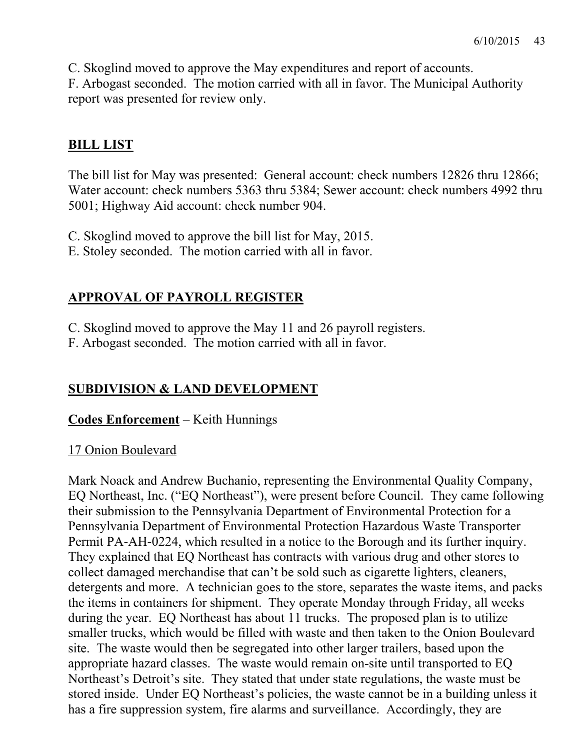C. Skoglind moved to approve the May expenditures and report of accounts.
F. Arbogast seconded. The motion carried with all in favor. The Municipal Authority report was presented for review only.

## BILL LIST

The bill list for May was presented: General account: check numbers 12826 thru 12866; Water account: check numbers 5363 thru 5384; Sewer account: check numbers 4992 thru 5001; Highway Aid account: check number 904.

C. Skoglind moved to approve the bill list for May, 2015.
E. Stoley seconded. The motion carried with all in favor.

## APPROVAL OF PAYROLL REGISTER

C. Skoglind moved to approve the May 11 and 26 payroll registers.
F. Arbogast seconded. The motion carried with all in favor.

## SUBDIVISION & LAND DEVELOPMENT

**Codes Enforcement** – Keith Hunnings

17 Onion Boulevard

Mark Noack and Andrew Buchanio, representing the Environmental Quality Company, EQ Northeast, Inc. ("EQ Northeast"), were present before Council. They came following their submission to the Pennsylvania Department of Environmental Protection for a Pennsylvania Department of Environmental Protection Hazardous Waste Transporter Permit PA-AH-0224, which resulted in a notice to the Borough and its further inquiry. They explained that EQ Northeast has contracts with various drug and other stores to collect damaged merchandise that can't be sold such as cigarette lighters, cleaners, detergents and more. A technician goes to the store, separates the waste items, and packs the items in containers for shipment. They operate Monday through Friday, all weeks during the year. EQ Northeast has about 11 trucks. The proposed plan is to utilize smaller trucks, which would be filled with waste and then taken to the Onion Boulevard site. The waste would then be segregated into other larger trailers, based upon the appropriate hazard classes. The waste would remain on-site until transported to EQ Northeast's Detroit's site. They stated that under state regulations, the waste must be stored inside. Under EQ Northeast's policies, the waste cannot be in a building unless it has a fire suppression system, fire alarms and surveillance. Accordingly, they are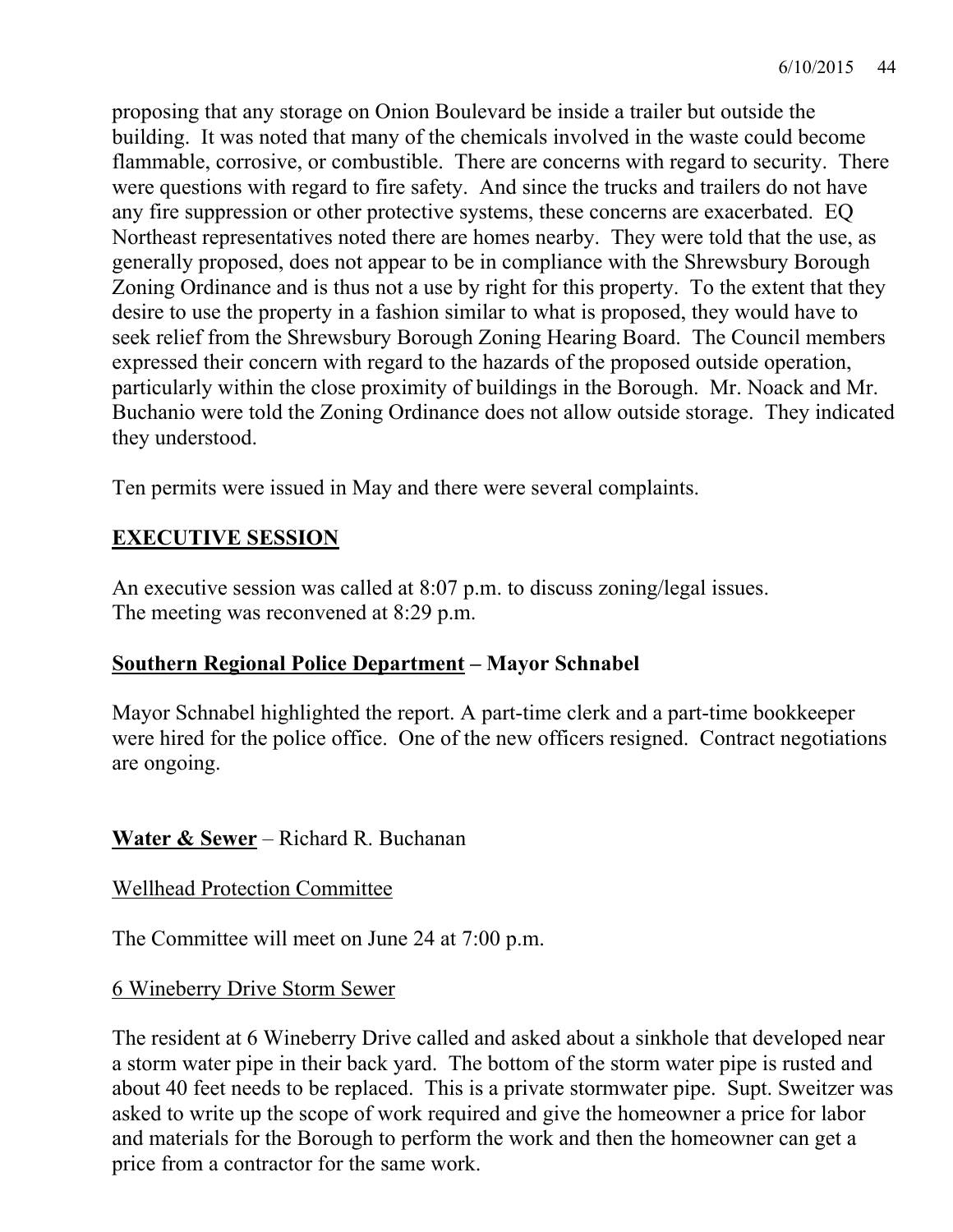proposing that any storage on Onion Boulevard be inside a trailer but outside the building. It was noted that many of the chemicals involved in the waste could become flammable, corrosive, or combustible. There are concerns with regard to security. There were questions with regard to fire safety. And since the trucks and trailers do not have any fire suppression or other protective systems, these concerns are exacerbated. EQ Northeast representatives noted there are homes nearby. They were told that the use, as generally proposed, does not appear to be in compliance with the Shrewsbury Borough Zoning Ordinance and is thus not a use by right for this property. To the extent that they desire to use the property in a fashion similar to what is proposed, they would have to seek relief from the Shrewsbury Borough Zoning Hearing Board. The Council members expressed their concern with regard to the hazards of the proposed outside operation, particularly within the close proximity of buildings in the Borough. Mr. Noack and Mr. Buchanio were told the Zoning Ordinance does not allow outside storage. They indicated they understood.

Ten permits were issued in May and there were several complaints.

## **EXECUTIVE SESSION**

An executive session was called at 8:07 p.m. to discuss zoning/legal issues.
The meeting was reconvened at 8:29 p.m.

### **Southern Regional Police Department** – Mayor Schnabel

Mayor Schnabel highlighted the report. A part-time clerk and a part-time bookkeeper were hired for the police office. One of the new officers resigned. Contract negotiations are ongoing.

### **Water & Sewer** – Richard R. Buchanan

Wellhead Protection Committee

The Committee will meet on June 24 at 7:00 p.m.

6 Wineberry Drive Storm Sewer

The resident at 6 Wineberry Drive called and asked about a sinkhole that developed near a storm water pipe in their back yard. The bottom of the storm water pipe is rusted and about 40 feet needs to be replaced. This is a private stormwater pipe. Supt. Sweitzer was asked to write up the scope of work required and give the homeowner a price for labor and materials for the Borough to perform the work and then the homeowner can get a price from a contractor for the same work.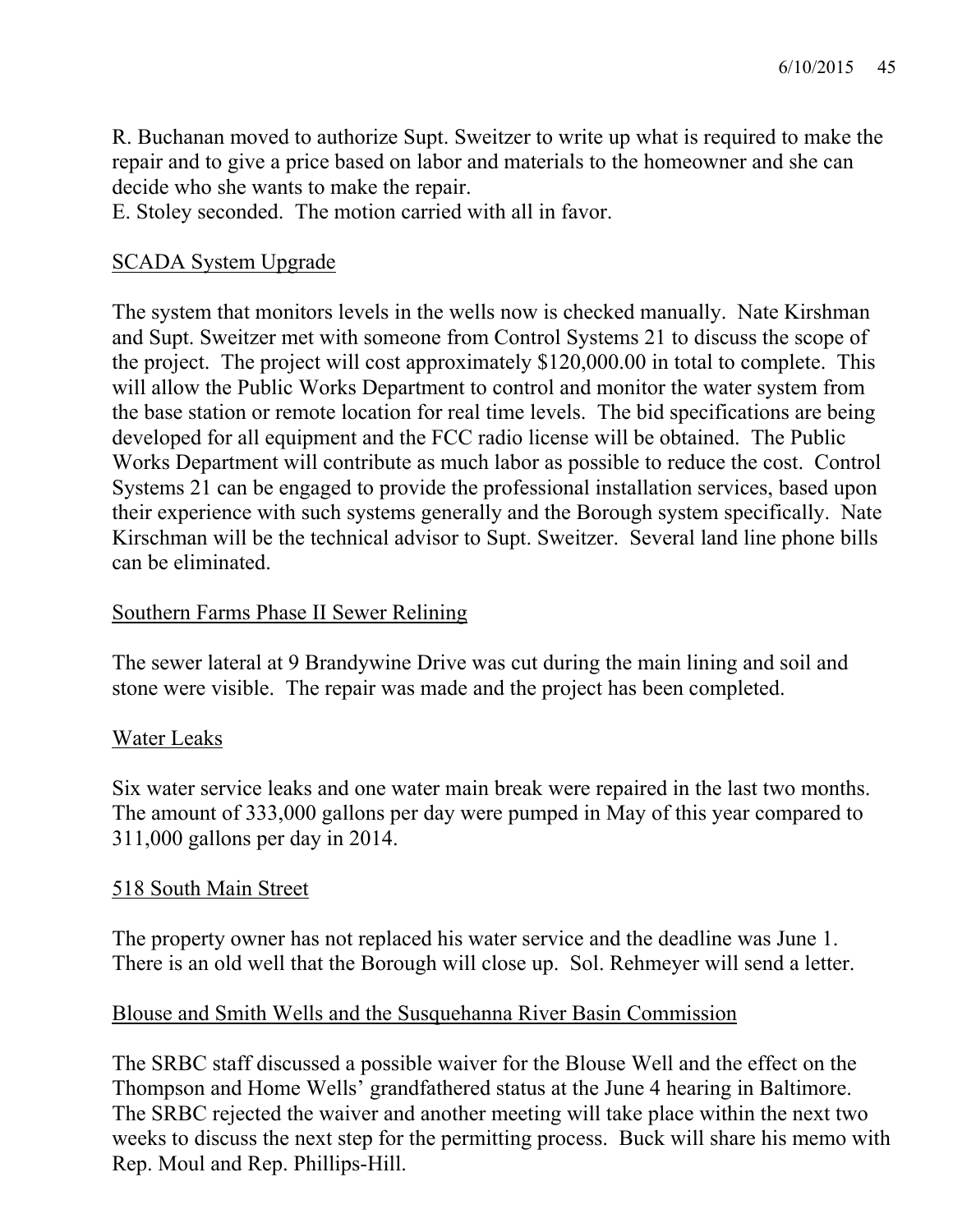R. Buchanan moved to authorize Supt. Sweitzer to write up what is required to make the repair and to give a price based on labor and materials to the homeowner and she can decide who she wants to make the repair.
E. Stoley seconded. The motion carried with all in favor.

## SCADA System Upgrade

The system that monitors levels in the wells now is checked manually. Nate Kirshman and Supt. Sweitzer met with someone from Control Systems 21 to discuss the scope of the project. The project will cost approximately $120,000.00 in total to complete. This will allow the Public Works Department to control and monitor the water system from the base station or remote location for real time levels. The bid specifications are being developed for all equipment and the FCC radio license will be obtained. The Public Works Department will contribute as much labor as possible to reduce the cost. Control Systems 21 can be engaged to provide the professional installation services, based upon their experience with such systems generally and the Borough system specifically. Nate Kirschman will be the technical advisor to Supt. Sweitzer. Several land line phone bills can be eliminated.

## Southern Farms Phase II Sewer Relining

The sewer lateral at 9 Brandywine Drive was cut during the main lining and soil and stone were visible. The repair was made and the project has been completed.

## Water Leaks

Six water service leaks and one water main break were repaired in the last two months. The amount of 333,000 gallons per day were pumped in May of this year compared to 311,000 gallons per day in 2014.

## 518 South Main Street

The property owner has not replaced his water service and the deadline was June 1. There is an old well that the Borough will close up. Sol. Rehmeyer will send a letter.

## Blouse and Smith Wells and the Susquehanna River Basin Commission

The SRBC staff discussed a possible waiver for the Blouse Well and the effect on the Thompson and Home Wells' grandfathered status at the June 4 hearing in Baltimore. The SRBC rejected the waiver and another meeting will take place within the next two weeks to discuss the next step for the permitting process. Buck will share his memo with Rep. Moul and Rep. Phillips-Hill.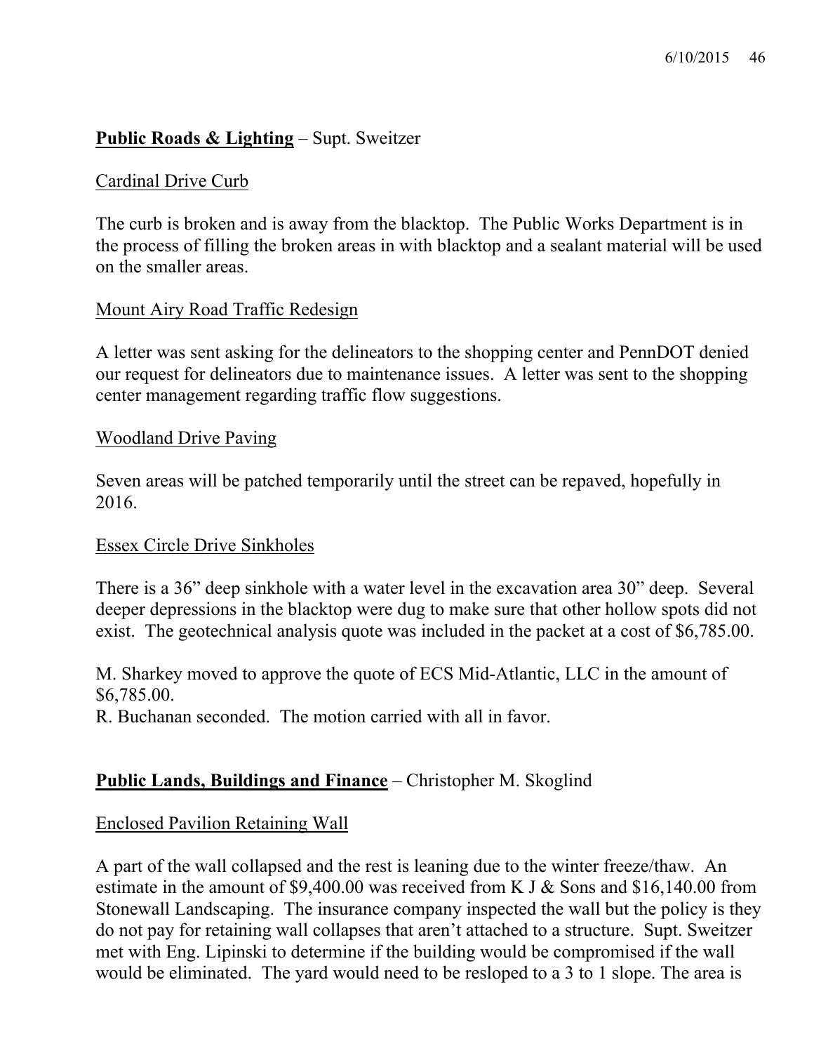**Public Roads & Lighting** – Supt. Sweitzer

Cardinal Drive Curb

The curb is broken and is away from the blacktop. The Public Works Department is in the process of filling the broken areas in with blacktop and a sealant material will be used on the smaller areas.

Mount Airy Road Traffic Redesign

A letter was sent asking for the delineators to the shopping center and PennDOT denied our request for delineators due to maintenance issues. A letter was sent to the shopping center management regarding traffic flow suggestions.

Woodland Drive Paving

Seven areas will be patched temporarily until the street can be repaved, hopefully in 2016.

Essex Circle Drive Sinkholes

There is a 36" deep sinkhole with a water level in the excavation area 30" deep. Several deeper depressions in the blacktop were dug to make sure that other hollow spots did not exist. The geotechnical analysis quote was included in the packet at a cost of $6,785.00.

M. Sharkey moved to approve the quote of ECS Mid-Atlantic, LLC in the amount of $6,785.00.
R. Buchanan seconded. The motion carried with all in favor.

**Public Lands, Buildings and Finance** – Christopher M. Skoglind

Enclosed Pavilion Retaining Wall

A part of the wall collapsed and the rest is leaning due to the winter freeze/thaw. An estimate in the amount of $9,400.00 was received from K J & Sons and $16,140.00 from Stonewall Landscaping. The insurance company inspected the wall but the policy is they do not pay for retaining wall collapses that aren't attached to a structure. Supt. Sweitzer met with Eng. Lipinski to determine if the building would be compromised if the wall would be eliminated. The yard would need to be resloped to a 3 to 1 slope. The area is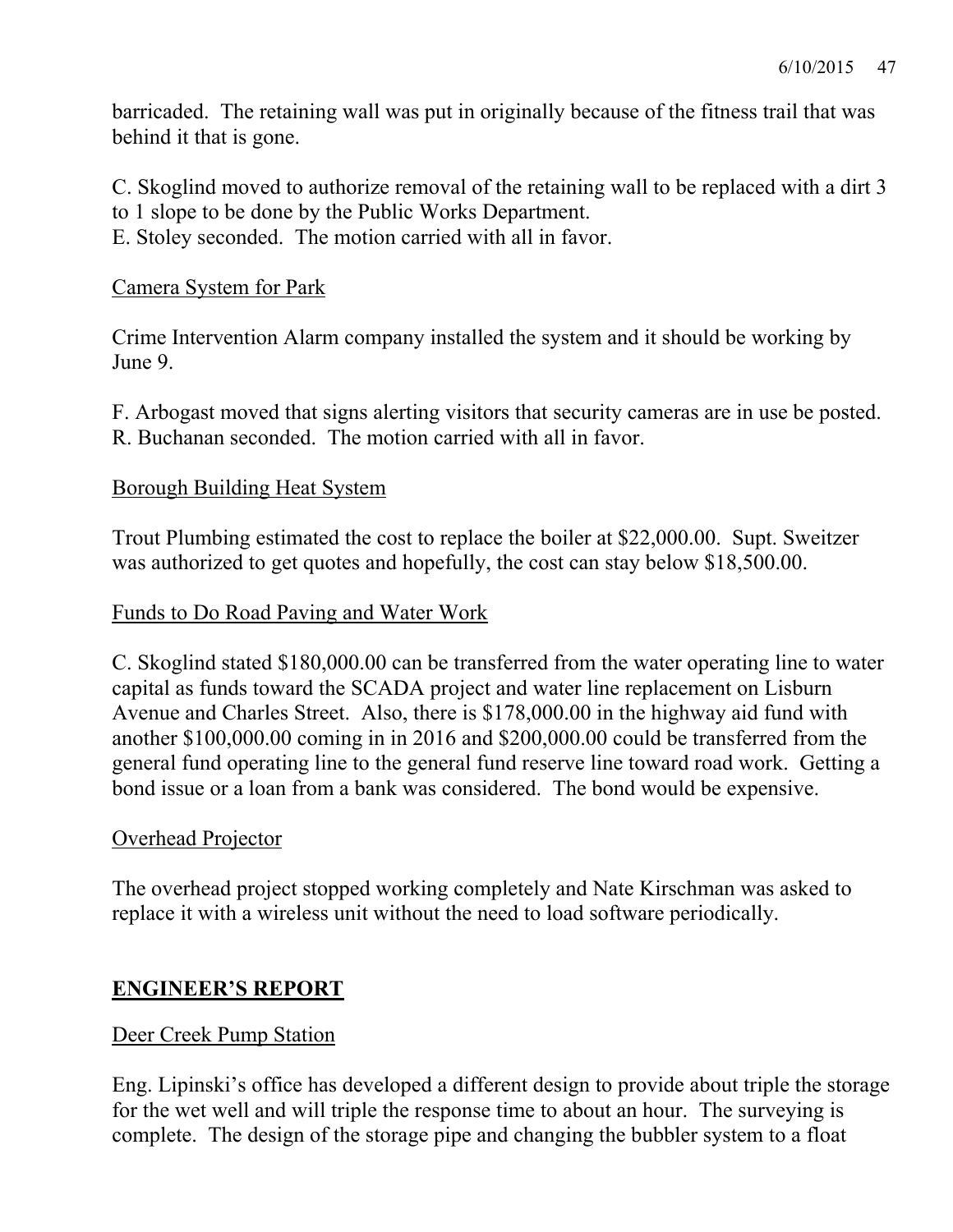barricaded. The retaining wall was put in originally because of the fitness trail that was behind it that is gone.

C. Skoglind moved to authorize removal of the retaining wall to be replaced with a dirt 3 to 1 slope to be done by the Public Works Department.
E. Stoley seconded. The motion carried with all in favor.

<u>Camera System for Park</u>

Crime Intervention Alarm company installed the system and it should be working by June 9.

F. Arbogast moved that signs alerting visitors that security cameras are in use be posted.
R. Buchanan seconded. The motion carried with all in favor.

<u>Borough Building Heat System</u>

Trout Plumbing estimated the cost to replace the boiler at $22,000.00. Supt. Sweitzer was authorized to get quotes and hopefully, the cost can stay below $18,500.00.

<u>Funds to Do Road Paving and Water Work</u>

C. Skoglind stated $180,000.00 can be transferred from the water operating line to water capital as funds toward the SCADA project and water line replacement on Lisburn Avenue and Charles Street. Also, there is $178,000.00 in the highway aid fund with another $100,000.00 coming in in 2016 and $200,000.00 could be transferred from the general fund operating line to the general fund reserve line toward road work. Getting a bond issue or a loan from a bank was considered. The bond would be expensive.

<u>Overhead Projector</u>

The overhead project stopped working completely and Nate Kirschman was asked to replace it with a wireless unit without the need to load software periodically.

## **ENGINEER'S REPORT**

<u>Deer Creek Pump Station</u>

Eng. Lipinski's office has developed a different design to provide about triple the storage for the wet well and will triple the response time to about an hour. The surveying is complete. The design of the storage pipe and changing the bubbler system to a float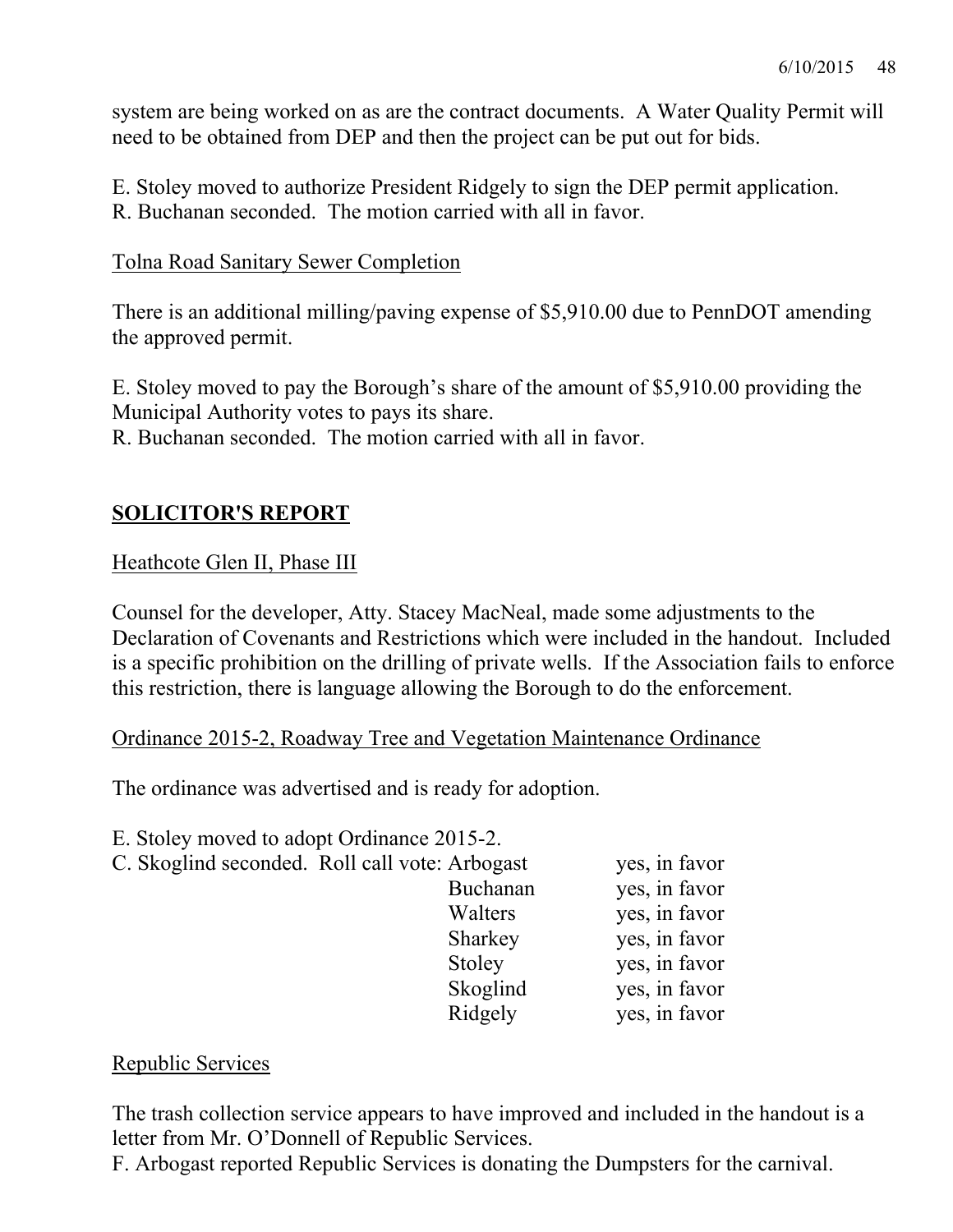system are being worked on as are the contract documents. A Water Quality Permit will need to be obtained from DEP and then the project can be put out for bids.

E. Stoley moved to authorize President Ridgely to sign the DEP permit application.
R. Buchanan seconded. The motion carried with all in favor.

Tolna Road Sanitary Sewer Completion

There is an additional milling/paving expense of $5,910.00 due to PennDOT amending the approved permit.

E. Stoley moved to pay the Borough's share of the amount of $5,910.00 providing the Municipal Authority votes to pays its share.
R. Buchanan seconded. The motion carried with all in favor.

## SOLICITOR'S REPORT

Heathcote Glen II, Phase III

Counsel for the developer, Atty. Stacey MacNeal, made some adjustments to the Declaration of Covenants and Restrictions which were included in the handout. Included is a specific prohibition on the drilling of private wells. If the Association fails to enforce this restriction, there is language allowing the Borough to do the enforcement.

Ordinance 2015-2, Roadway Tree and Vegetation Maintenance Ordinance

The ordinance was advertised and is ready for adoption.

E. Stoley moved to adopt Ordinance 2015-2.
C. Skoglind seconded. Roll call vote:

| | |
|---|---|
| Arbogast | yes, in favor |
| Buchanan | yes, in favor |
| Walters | yes, in favor |
| Sharkey | yes, in favor |
| Stoley | yes, in favor |
| Skoglind | yes, in favor |
| Ridgely | yes, in favor |

Republic Services

The trash collection service appears to have improved and included in the handout is a letter from Mr. O'Donnell of Republic Services.
F. Arbogast reported Republic Services is donating the Dumpsters for the carnival.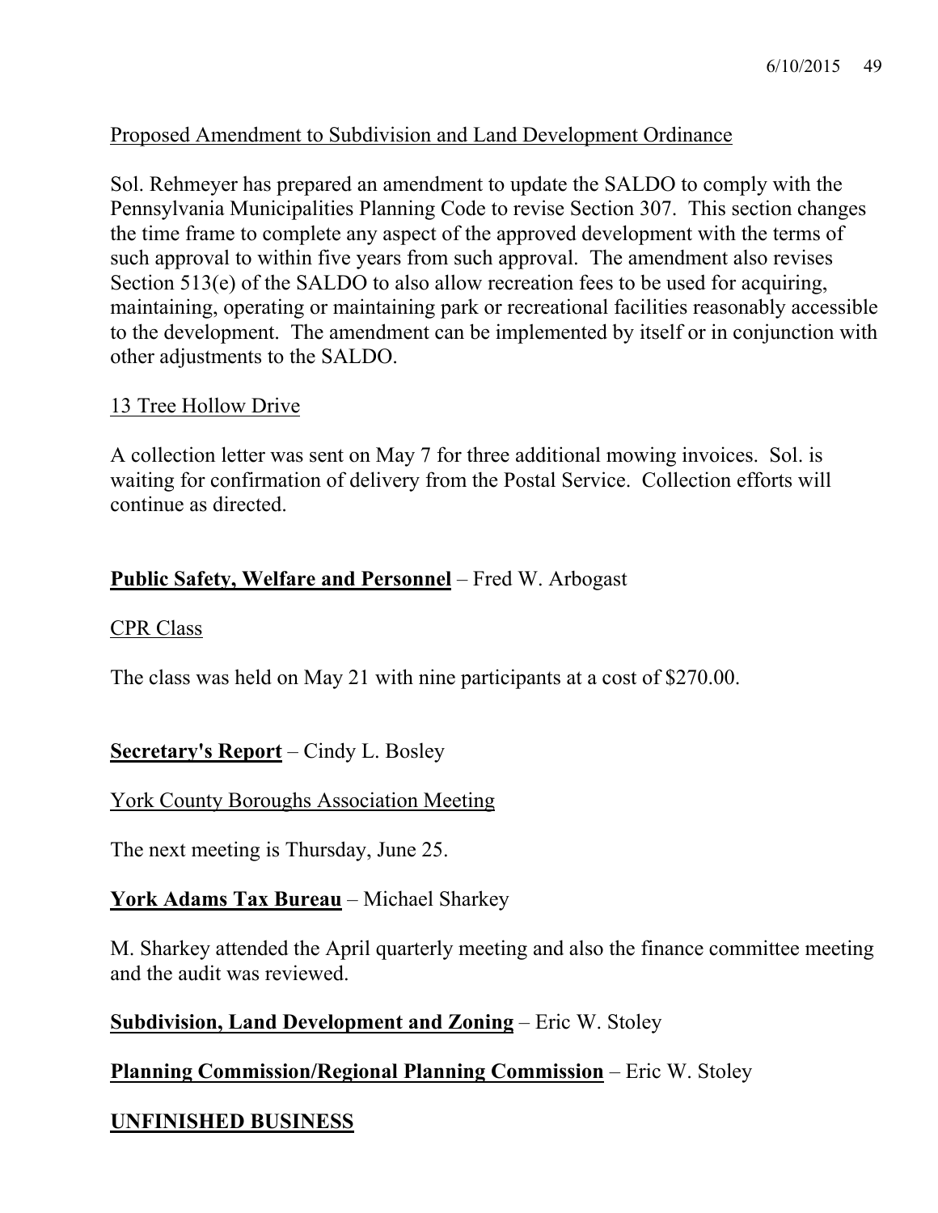Proposed Amendment to Subdivision and Land Development Ordinance

Sol. Rehmeyer has prepared an amendment to update the SALDO to comply with the Pennsylvania Municipalities Planning Code to revise Section 307. This section changes the time frame to complete any aspect of the approved development with the terms of such approval to within five years from such approval. The amendment also revises Section 513(e) of the SALDO to also allow recreation fees to be used for acquiring, maintaining, operating or maintaining park or recreational facilities reasonably accessible to the development. The amendment can be implemented by itself or in conjunction with other adjustments to the SALDO.

13 Tree Hollow Drive

A collection letter was sent on May 7 for three additional mowing invoices. Sol. is waiting for confirmation of delivery from the Postal Service. Collection efforts will continue as directed.

**Public Safety, Welfare and Personnel** – Fred W. Arbogast

CPR Class

The class was held on May 21 with nine participants at a cost of $270.00.

**Secretary's Report** – Cindy L. Bosley

York County Boroughs Association Meeting

The next meeting is Thursday, June 25.

**York Adams Tax Bureau** – Michael Sharkey

M. Sharkey attended the April quarterly meeting and also the finance committee meeting and the audit was reviewed.

**Subdivision, Land Development and Zoning** – Eric W. Stoley

**Planning Commission/Regional Planning Commission** – Eric W. Stoley

**UNFINISHED BUSINESS**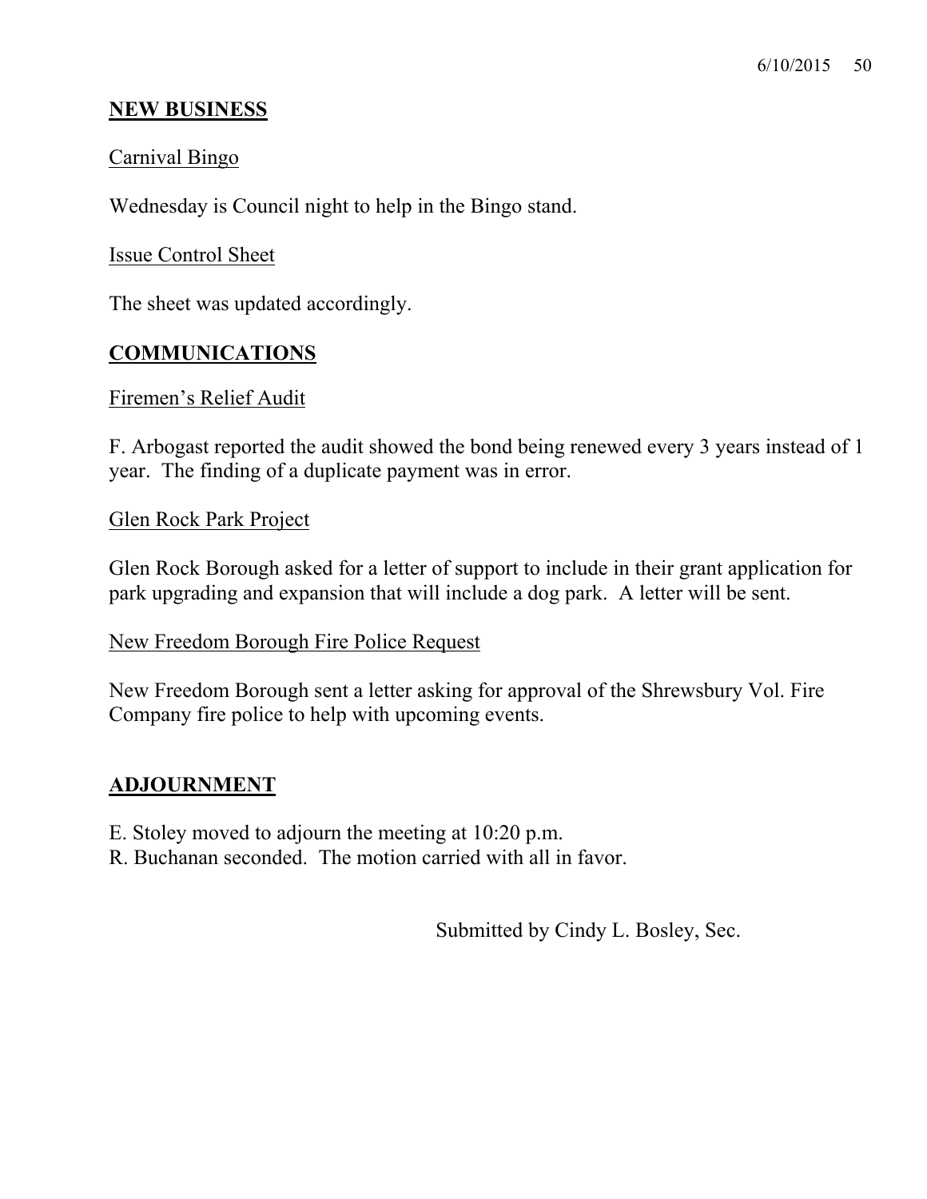## NEW BUSINESS

Carnival Bingo

Wednesday is Council night to help in the Bingo stand.

Issue Control Sheet

The sheet was updated accordingly.

## COMMUNICATIONS

Firemen's Relief Audit

F. Arbogast reported the audit showed the bond being renewed every 3 years instead of 1 year. The finding of a duplicate payment was in error.

Glen Rock Park Project

Glen Rock Borough asked for a letter of support to include in their grant application for park upgrading and expansion that will include a dog park. A letter will be sent.

New Freedom Borough Fire Police Request

New Freedom Borough sent a letter asking for approval of the Shrewsbury Vol. Fire Company fire police to help with upcoming events.

## ADJOURNMENT

E. Stoley moved to adjourn the meeting at 10:20 p.m.
R. Buchanan seconded. The motion carried with all in favor.

Submitted by Cindy L. Bosley, Sec.